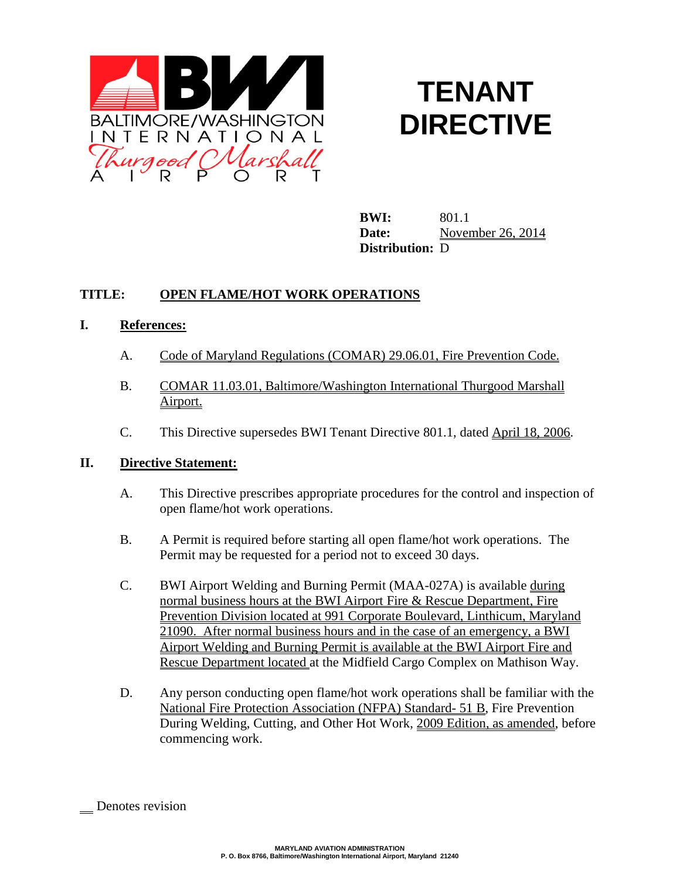# TENANT DIRECTIVE

**BWI:** 801.1
**Date:** November 26, 2014
**Distribution:** D

**TITLE: OPEN FLAME/HOT WORK OPERATIONS**

## I. References:

A. Code of Maryland Regulations (COMAR) 29.06.01, Fire Prevention Code.

B. COMAR 11.03.01, Baltimore/Washington International Thurgood Marshall Airport.

C. This Directive supersedes BWI Tenant Directive 801.1, dated April 18, 2006.

## II. Directive Statement:

A. This Directive prescribes appropriate procedures for the control and inspection of open flame/hot work operations.

B. A Permit is required before starting all open flame/hot work operations. The Permit may be requested for a period not to exceed 30 days.

C. BWI Airport Welding and Burning Permit (MAA-027A) is available during normal business hours at the BWI Airport Fire & Rescue Department, Fire Prevention Division located at 991 Corporate Boulevard, Linthicum, Maryland 21090. After normal business hours and in the case of an emergency, a BWI Airport Welding and Burning Permit is available at the BWI Airport Fire and Rescue Department located at the Midfield Cargo Complex on Mathison Way.

D. Any person conducting open flame/hot work operations shall be familiar with the National Fire Protection Association (NFPA) Standard- 51 B, Fire Prevention During Welding, Cutting, and Other Hot Work, 2009 Edition, as amended, before commencing work.

__ Denotes revision

MARYLAND AVIATION ADMINISTRATION
P. O. Box 8766, Baltimore/Washington International Airport, Maryland 21240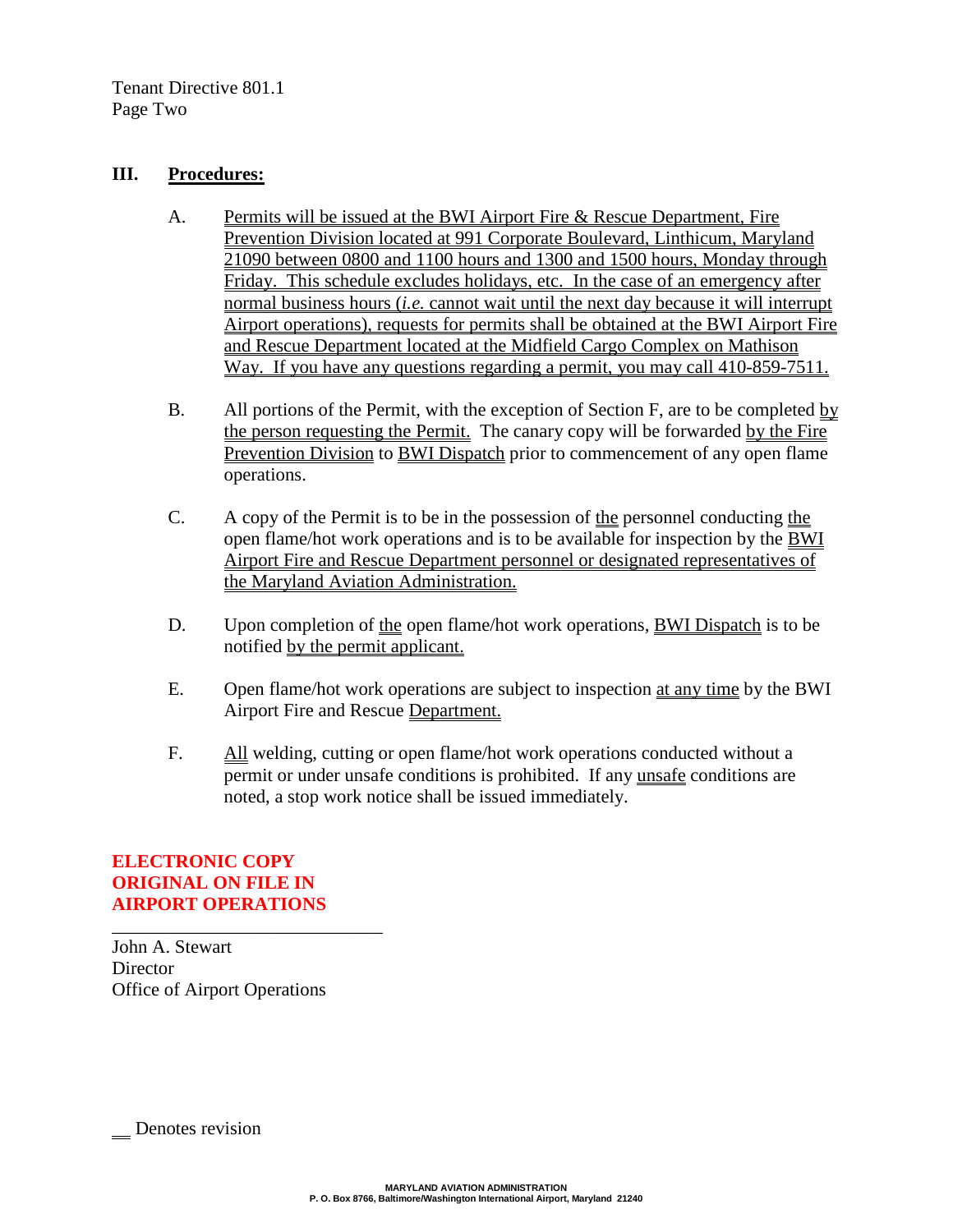Tenant Directive 801.1
Page Two

## III. Procedures:

A. Permits will be issued at the BWI Airport Fire & Rescue Department, Fire Prevention Division located at 991 Corporate Boulevard, Linthicum, Maryland 21090 between 0800 and 1100 hours and 1300 and 1500 hours, Monday through Friday. This schedule excludes holidays, etc. In the case of an emergency after normal business hours (*i.e.* cannot wait until the next day because it will interrupt Airport operations), requests for permits shall be obtained at the BWI Airport Fire and Rescue Department located at the Midfield Cargo Complex on Mathison Way. If you have any questions regarding a permit, you may call 410-859-7511.

B. All portions of the Permit, with the exception of Section F, are to be completed by the person requesting the Permit. The canary copy will be forwarded by the Fire Prevention Division to BWI Dispatch prior to commencement of any open flame operations.

C. A copy of the Permit is to be in the possession of the personnel conducting the open flame/hot work operations and is to be available for inspection by the BWI Airport Fire and Rescue Department personnel or designated representatives of the Maryland Aviation Administration.

D. Upon completion of the open flame/hot work operations, BWI Dispatch is to be notified by the permit applicant.

E. Open flame/hot work operations are subject to inspection at any time by the BWI Airport Fire and Rescue Department.

F. All welding, cutting or open flame/hot work operations conducted without a permit or under unsafe conditions is prohibited. If any unsafe conditions are noted, a stop work notice shall be issued immediately.

**ELECTRONIC COPY**
**ORIGINAL ON FILE IN**
**AIRPORT OPERATIONS**

\_\_\_\_\_\_\_\_\_\_\_\_\_\_\_\_\_\_\_\_\_\_\_\_\_\_\_\_\_\_

John A. Stewart
Director
Office of Airport Operations

__ Denotes revision

MARYLAND AVIATION ADMINISTRATION
P. O. Box 8766, Baltimore/Washington International Airport, Maryland 21240